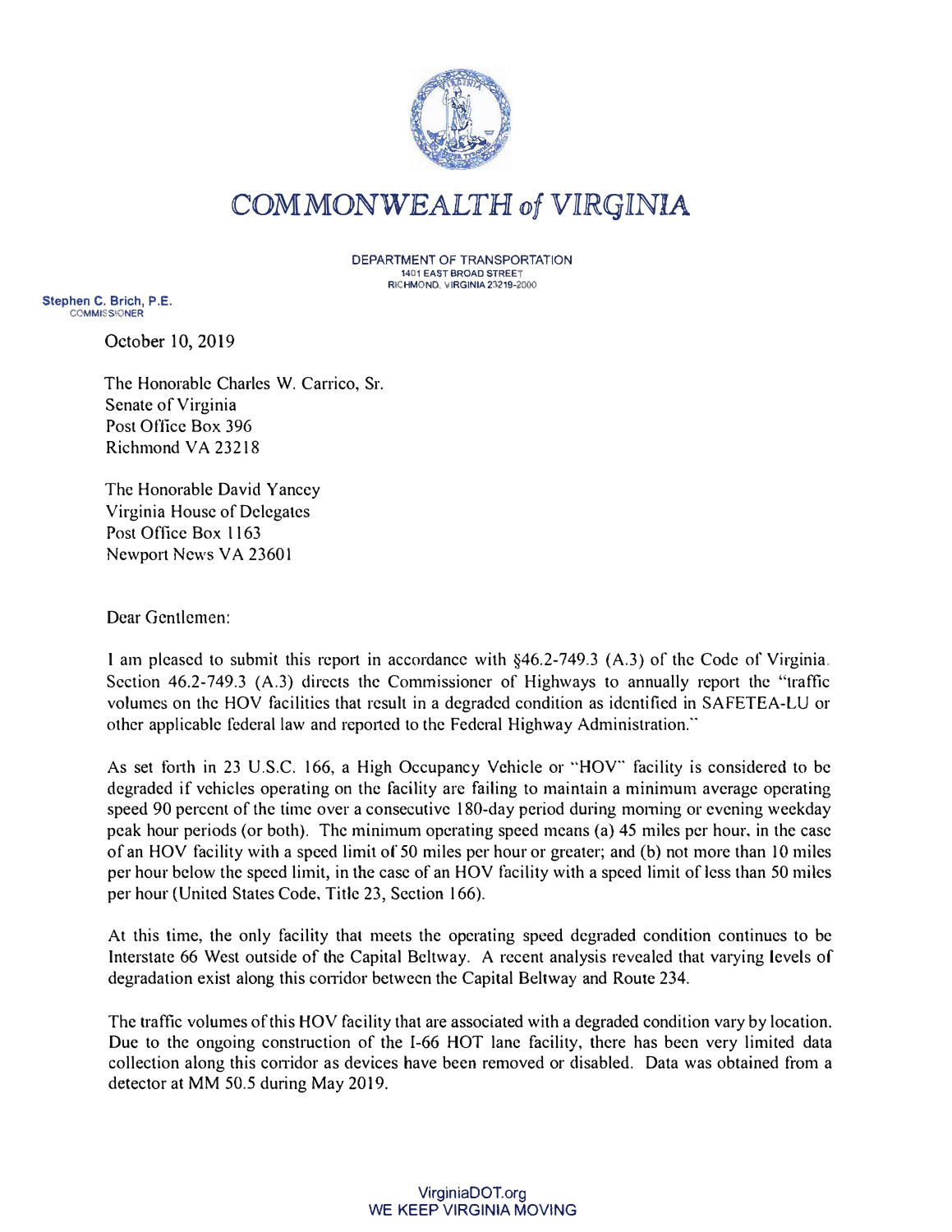# COMMONWEALTH *of* VIRGINIA

DEPARTMENT OF TRANSPORTATION
1401 EAST BROAD STREET
RICHMOND, VIRGINIA 23219-2000

**Stephen C. Brich, P.E.**
COMMISSIONER

October 10, 2019

The Honorable Charles W. Carrico, Sr.
Senate of Virginia
Post Office Box 396
Richmond VA 23218

The Honorable David Yancey
Virginia House of Delegates
Post Office Box 1163
Newport News VA 23601

Dear Gentlemen:

I am pleased to submit this report in accordance with §46.2-749.3 (A.3) of the Code of Virginia. Section 46.2-749.3 (A.3) directs the Commissioner of Highways to annually report the "traffic volumes on the HOV facilities that result in a degraded condition as identified in SAFETEA-LU or other applicable federal law and reported to the Federal Highway Administration."

As set forth in 23 U.S.C. 166, a High Occupancy Vehicle or "HOV" facility is considered to be degraded if vehicles operating on the facility are failing to maintain a minimum average operating speed 90 percent of the time over a consecutive 180-day period during morning or evening weekday peak hour periods (or both). The minimum operating speed means (a) 45 miles per hour, in the case of an HOV facility with a speed limit of 50 miles per hour or greater; and (b) not more than 10 miles per hour below the speed limit, in the case of an HOV facility with a speed limit of less than 50 miles per hour (United States Code, Title 23, Section 166).

At this time, the only facility that meets the operating speed degraded condition continues to be Interstate 66 West outside of the Capital Beltway. A recent analysis revealed that varying levels of degradation exist along this corridor between the Capital Beltway and Route 234.

The traffic volumes of this HOV facility that are associated with a degraded condition vary by location. Due to the ongoing construction of the I-66 HOT lane facility, there has been very limited data collection along this corridor as devices have been removed or disabled. Data was obtained from a detector at MM 50.5 during May 2019.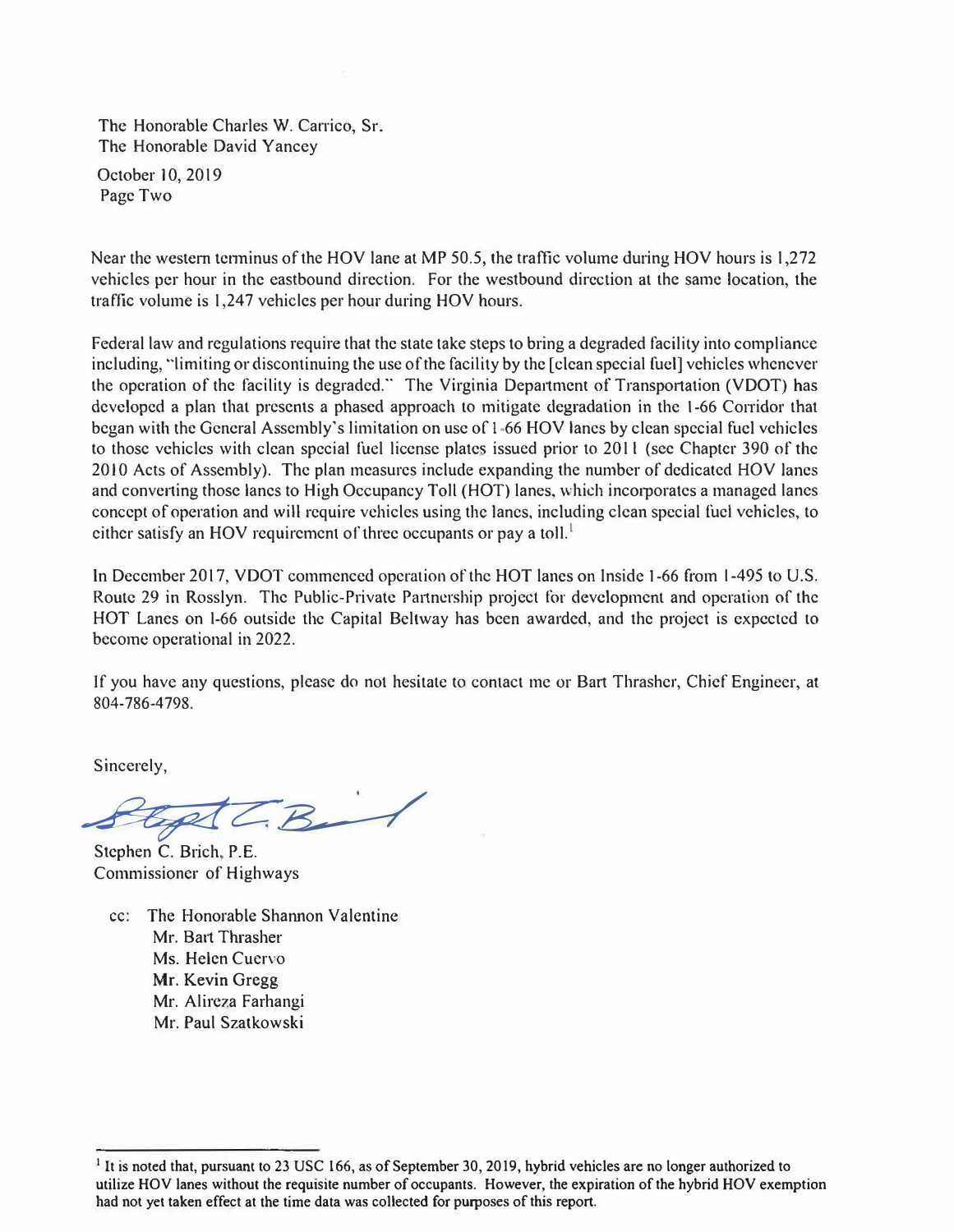The Honorable Charles W. Carrico, Sr.
The Honorable David Yancey
October 10, 2019
Page Two

Near the western terminus of the HOV lane at MP 50.5, the traffic volume during HOV hours is 1,272 vehicles per hour in the eastbound direction. For the westbound direction at the same location, the traffic volume is 1,247 vehicles per hour during HOV hours.

Federal law and regulations require that the state take steps to bring a degraded facility into compliance including, "limiting or discontinuing the use of the facility by the [clean special fuel] vehicles whenever the operation of the facility is degraded." The Virginia Department of Transportation (VDOT) has developed a plan that presents a phased approach to mitigate degradation in the I-66 Corridor that began with the General Assembly's limitation on use of I-66 HOV lanes by clean special fuel vehicles to those vehicles with clean special fuel license plates issued prior to 2011 (see Chapter 390 of the 2010 Acts of Assembly). The plan measures include expanding the number of dedicated HOV lanes and converting those lanes to High Occupancy Toll (HOT) lanes, which incorporates a managed lanes concept of operation and will require vehicles using the lanes, including clean special fuel vehicles, to either satisfy an HOV requirement of three occupants or pay a toll.[1]

In December 2017, VDOT commenced operation of the HOT lanes on Inside I-66 from I-495 to U.S. Route 29 in Rosslyn. The Public-Private Partnership project for development and operation of the HOT Lanes on I-66 outside the Capital Beltway has been awarded, and the project is expected to become operational in 2022.

If you have any questions, please do not hesitate to contact me or Bart Thrasher, Chief Engineer, at 804-786-4798.

Sincerely,

Stephen C. Brich, P.E.
Commissioner of Highways

cc: The Honorable Shannon Valentine
Mr. Bart Thrasher
Ms. Helen Cuervo
Mr. Kevin Gregg
Mr. Alireza Farhangi
Mr. Paul Szatkowski

---

[1] It is noted that, pursuant to 23 USC 166, as of September 30, 2019, hybrid vehicles are no longer authorized to utilize HOV lanes without the requisite number of occupants. However, the expiration of the hybrid HOV exemption had not yet taken effect at the time data was collected for purposes of this report.